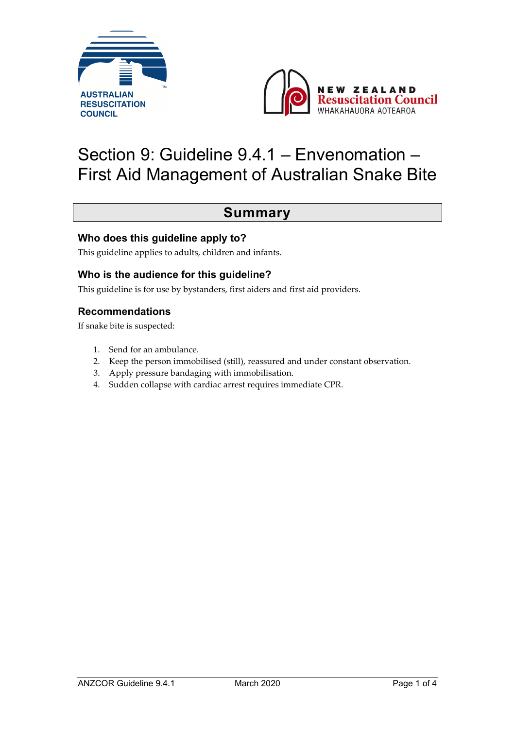# Section 9: Guideline 9.4.1 – Envenomation – First Aid Management of Australian Snake Bite

## Summary

### Who does this guideline apply to?

This guideline applies to adults, children and infants.

### Who is the audience for this guideline?

This guideline is for use by bystanders, first aiders and first aid providers.

### Recommendations

If snake bite is suspected:

1. Send for an ambulance.
2. Keep the person immobilised (still), reassured and under constant observation.
3. Apply pressure bandaging with immobilisation.
4. Sudden collapse with cardiac arrest requires immediate CPR.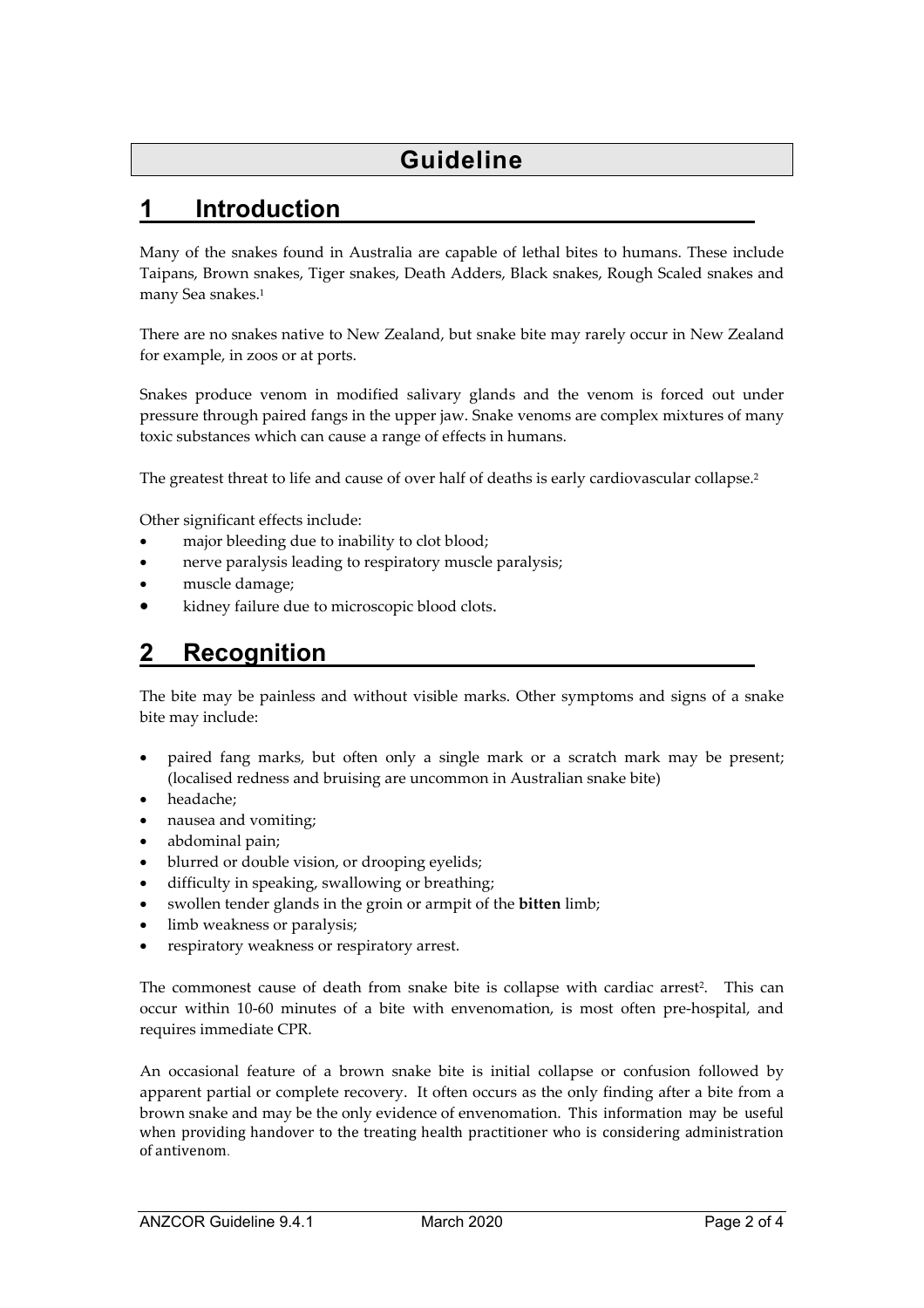# Guideline

## 1 Introduction

Many of the snakes found in Australia are capable of lethal bites to humans. These include Taipans, Brown snakes, Tiger snakes, Death Adders, Black snakes, Rough Scaled snakes and many Sea snakes.[1]

There are no snakes native to New Zealand, but snake bite may rarely occur in New Zealand for example, in zoos or at ports.

Snakes produce venom in modified salivary glands and the venom is forced out under pressure through paired fangs in the upper jaw. Snake venoms are complex mixtures of many toxic substances which can cause a range of effects in humans.

The greatest threat to life and cause of over half of deaths is early cardiovascular collapse.[2]

Other significant effects include:

- major bleeding due to inability to clot blood;
- nerve paralysis leading to respiratory muscle paralysis;
- muscle damage;
- kidney failure due to microscopic blood clots.

## 2 Recognition

The bite may be painless and without visible marks. Other symptoms and signs of a snake bite may include:

- paired fang marks, but often only a single mark or a scratch mark may be present; (localised redness and bruising are uncommon in Australian snake bite)
- headache;
- nausea and vomiting;
- abdominal pain;
- blurred or double vision, or drooping eyelids;
- difficulty in speaking, swallowing or breathing;
- swollen tender glands in the groin or armpit of the **bitten** limb;
- limb weakness or paralysis;
- respiratory weakness or respiratory arrest.

The commonest cause of death from snake bite is collapse with cardiac arrest[2]. This can occur within 10-60 minutes of a bite with envenomation, is most often pre-hospital, and requires immediate CPR.

An occasional feature of a brown snake bite is initial collapse or confusion followed by apparent partial or complete recovery. It often occurs as the only finding after a bite from a brown snake and may be the only evidence of envenomation. This information may be useful when providing handover to the treating health practitioner who is considering administration of antivenom.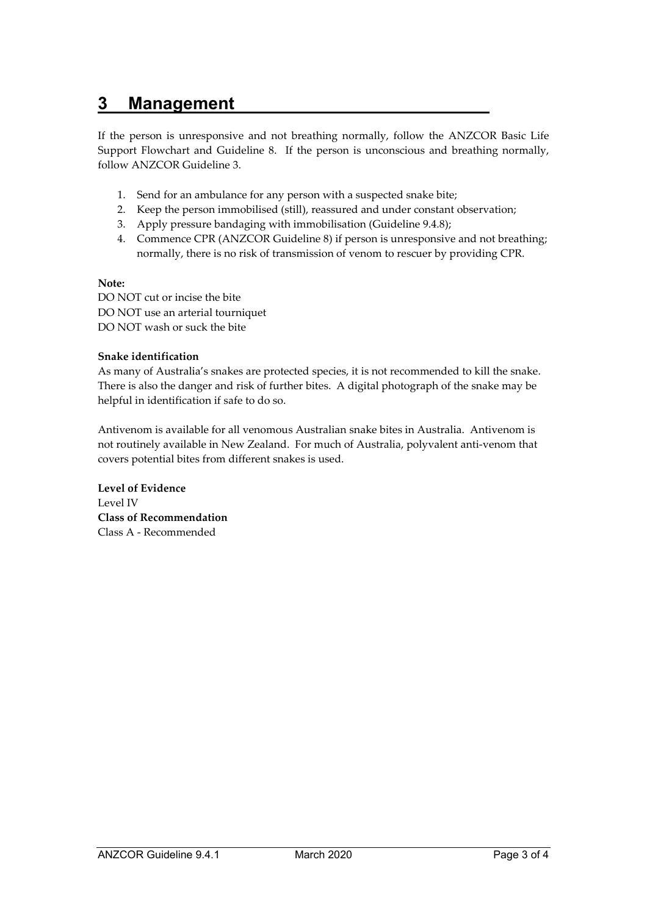# 3 Management

If the person is unresponsive and not breathing normally, follow the ANZCOR Basic Life Support Flowchart and Guideline 8. If the person is unconscious and breathing normally, follow ANZCOR Guideline 3.

1. Send for an ambulance for any person with a suspected snake bite;
2. Keep the person immobilised (still), reassured and under constant observation;
3. Apply pressure bandaging with immobilisation (Guideline 9.4.8);
4. Commence CPR (ANZCOR Guideline 8) if person is unresponsive and not breathing; normally, there is no risk of transmission of venom to rescuer by providing CPR.

**Note:**
DO NOT cut or incise the bite
DO NOT use an arterial tourniquet
DO NOT wash or suck the bite

**Snake identification**
As many of Australia's snakes are protected species, it is not recommended to kill the snake. There is also the danger and risk of further bites. A digital photograph of the snake may be helpful in identification if safe to do so.

Antivenom is available for all venomous Australian snake bites in Australia. Antivenom is not routinely available in New Zealand. For much of Australia, polyvalent anti-venom that covers potential bites from different snakes is used.

**Level of Evidence**
Level IV
**Class of Recommendation**
Class A - Recommended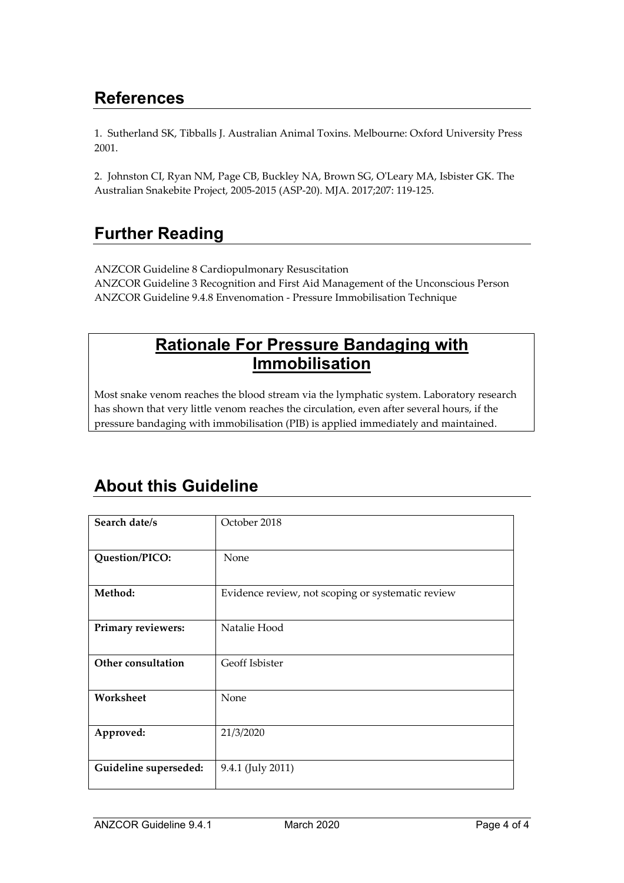## References

1. Sutherland SK, Tibballs J. Australian Animal Toxins. Melbourne: Oxford University Press 2001.

2. Johnston CI, Ryan NM, Page CB, Buckley NA, Brown SG, O'Leary MA, Isbister GK. The Australian Snakebite Project, 2005-2015 (ASP-20). MJA. 2017;207: 119-125.

## Further Reading

ANZCOR Guideline 8 Cardiopulmonary Resuscitation
ANZCOR Guideline 3 Recognition and First Aid Management of the Unconscious Person
ANZCOR Guideline 9.4.8 Envenomation - Pressure Immobilisation Technique

## Rationale For Pressure Bandaging with Immobilisation

Most snake venom reaches the blood stream via the lymphatic system. Laboratory research has shown that very little venom reaches the circulation, even after several hours, if the pressure bandaging with immobilisation (PIB) is applied immediately and maintained.

## About this Guideline

| | |
|---|---|
| **Search date/s** | October 2018 |
| **Question/PICO:** | None |
| **Method:** | Evidence review, not scoping or systematic review |
| **Primary reviewers:** | Natalie Hood |
| **Other consultation** | Geoff Isbister |
| **Worksheet** | None |
| **Approved:** | 21/3/2020 |
| **Guideline superseded:** | 9.4.1 (July 2011) |